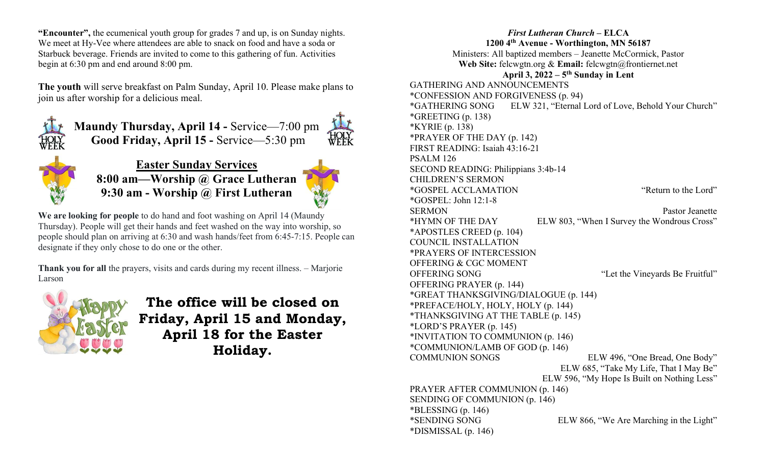**"Encounter",** the ecumenical youth group for grades 7 and up, is on Sunday nights. We meet at Hy-Vee where attendees are able to snack on food and have a soda or Starbuck beverage. Friends are invited to come to this gathering of fun. Activities begin at 6:30 pm and end around 8:00 pm.

**The youth** will serve breakfast on Palm Sunday, April 10. Please make plans to join us after worship for a delicious meal.

**Maundy Thursday, April 14 -** Service—7:00 pm
**Good Friday, April 15 -** Service—5:30 pm

**Easter Sunday Services**
**8:00 am—Worship @ Grace Lutheran**
**9:30 am - Worship @ First Lutheran**

**We are looking for people** to do hand and foot washing on April 14 (Maundy Thursday). People will get their hands and feet washed on the way into worship, so people should plan on arriving at 6:30 and wash hands/feet from 6:45-7:15. People can designate if they only chose to do one or the other.

**Thank you for all** the prayers, visits and cards during my recent illness. – Marjorie Larson

**The office will be closed on Friday, April 15 and Monday, April 18 for the Easter Holiday.**

***First Lutheran Church* – ELCA**
**1200 4th Avenue - Worthington, MN 56187**
Ministers: All baptized members – Jeanette McCormick, Pastor
**Web Site:** felcwgtn.org & **Email:** felcwgtn@frontiernet.net
**April 3, 2022 – 5th Sunday in Lent**

GATHERING AND ANNOUNCEMENTS
*CONFESSION AND FORGIVENESS (p. 94)
*GATHERING SONG ELW 321, "Eternal Lord of Love, Behold Your Church"
*GREETING (p. 138)
*KYRIE (p. 138)
*PRAYER OF THE DAY (p. 142)
FIRST READING: Isaiah 43:16-21
PSALM 126
SECOND READING: Philippians 3:4b-14
CHILDREN'S SERMON
*GOSPEL ACCLAMATION "Return to the Lord"
*GOSPEL: John 12:1-8
SERMON Pastor Jeanette
*HYMN OF THE DAY ELW 803, "When I Survey the Wondrous Cross"
*APOSTLES CREED (p. 104)
COUNCIL INSTALLATION
*PRAYERS OF INTERCESSION
OFFERING & CGC MOMENT
OFFERING SONG "Let the Vineyards Be Fruitful"
OFFERING PRAYER (p. 144)
*GREAT THANKSGIVING/DIALOGUE (p. 144)
*PREFACE/HOLY, HOLY, HOLY (p. 144)
*THANKSGIVING AT THE TABLE (p. 145)
*LORD'S PRAYER (p. 145)
*INVITATION TO COMMUNION (p. 146)
*COMMUNION/LAMB OF GOD (p. 146)
COMMUNION SONGS ELW 496, "One Bread, One Body"
ELW 685, "Take My Life, That I May Be"
ELW 596, "My Hope Is Built on Nothing Less"
PRAYER AFTER COMMUNION (p. 146)
SENDING OF COMMUNION (p. 146)
*BLESSING (p. 146)
*SENDING SONG ELW 866, "We Are Marching in the Light"
*DISMISSAL (p. 146)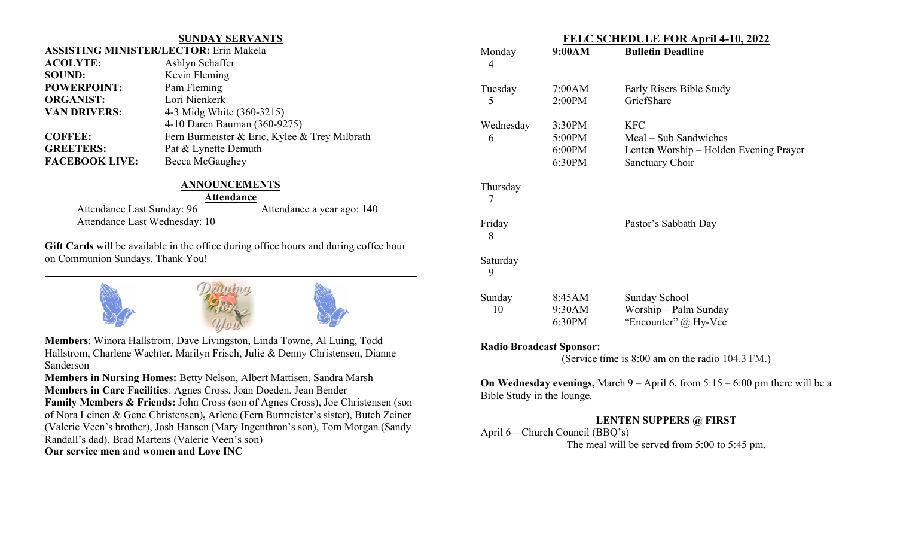## SUNDAY SERVANTS

**ASSISTING MINISTER/LECTOR:** Erin Makela

| | |
|---|---|
| **ACOLYTE:** | Ashlyn Schaffer |
| **SOUND:** | Kevin Fleming |
| **POWERPOINT:** | Pam Fleming |
| **ORGANIST:** | Lori Nienkerk |
| **VAN DRIVERS:** | 4-3 Midg White (360-3215) |
| | 4-10 Daren Bauman (360-9275) |
| **COFFEE:** | Fern Burmeister & Eric, Kylee & Trey Milbrath |
| **GREETERS:** | Pat & Lynette Demuth |
| **FACEBOOK LIVE:** | Becca McGaughey |

## ANNOUNCEMENTS

### Attendance

Attendance Last Sunday: 96 Attendance a year ago: 140

Attendance Last Wednesday: 10

**Gift Cards** will be available in the office during office hours and during coffee hour on Communion Sundays. Thank You!

---

Praying For You

**Members**: Winora Hallstrom, Dave Livingston, Linda Towne, Al Luing, Todd Hallstrom, Charlene Wachter, Marilyn Frisch, Julie & Denny Christensen, Dianne Sanderson

**Members in Nursing Homes:** Betty Nelson, Albert Mattisen, Sandra Marsh

**Members in Care Facilities**: Agnes Cross, Joan Doeden, Jean Bender

**Family Members & Friends:** John Cross (son of Agnes Cross), Joe Christensen (son of Nora Leinen & Gene Christensen)**,** Arlene (Fern Burmeister's sister), Butch Zeiner (Valerie Veen's brother), Josh Hansen (Mary Ingenthron's son), Tom Morgan (Sandy Randall's dad), Brad Martens (Valerie Veen's son)

**Our service men and women and Love INC**

## FELC SCHEDULE FOR April 4-10, 2022

| | | |
|---|---|---|
| Monday 4 | **9:00AM** | **Bulletin Deadline** |
| Tuesday 5 | 7:00AM | Early Risers Bible Study |
| | 2:00PM | GriefShare |
| Wednesday 6 | 3:30PM | KFC |
| | 5:00PM | Meal – Sub Sandwiches |
| | 6:00PM | Lenten Worship – Holden Evening Prayer |
| | 6:30PM | Sanctuary Choir |
| Thursday 7 | | |
| Friday 8 | | Pastor's Sabbath Day |
| Saturday 9 | | |
| Sunday 10 | 8:45AM | Sunday School |
| | 9:30AM | Worship – Palm Sunday |
| | 6:30PM | "Encounter" @ Hy-Vee |

**Radio Broadcast Sponsor:**

(Service time is 8:00 am on the radio 104.3 FM.)

**On Wednesday evenings,** March 9 – April 6, from 5:15 – 6:00 pm there will be a Bible Study in the lounge.

### LENTEN SUPPERS @ FIRST

April 6—Church Council (BBQ's)

The meal will be served from 5:00 to 5:45 pm.